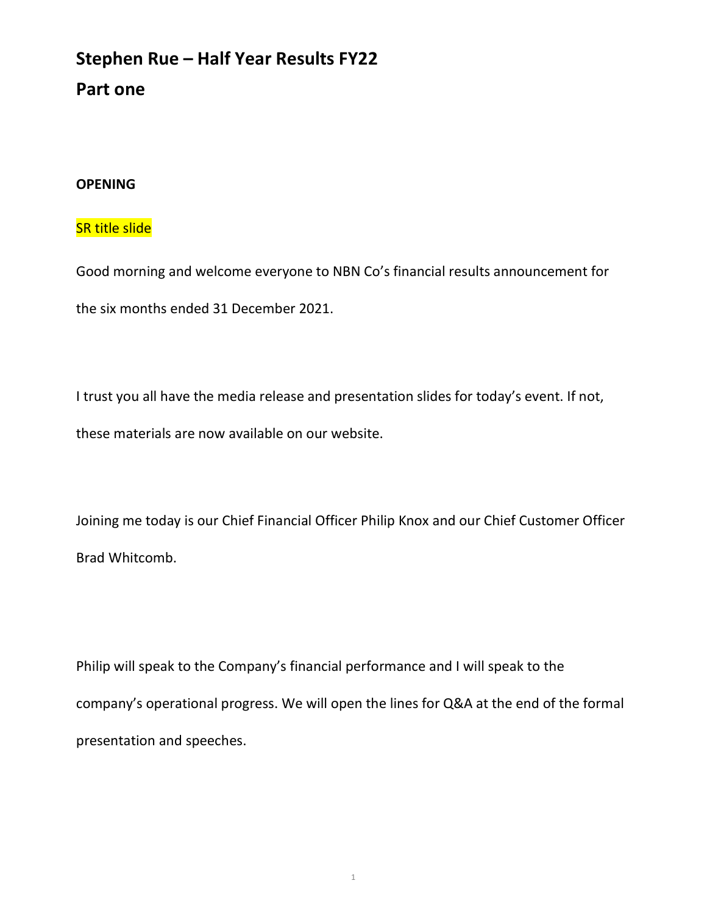# Stephen Rue – Half Year Results FY22

## Part one

**OPENING**

SR title slide

Good morning and welcome everyone to NBN Co's financial results announcement for the six months ended 31 December 2021.

I trust you all have the media release and presentation slides for today's event. If not, these materials are now available on our website.

Joining me today is our Chief Financial Officer Philip Knox and our Chief Customer Officer Brad Whitcomb.

Philip will speak to the Company's financial performance and I will speak to the company's operational progress. We will open the lines for Q&A at the end of the formal presentation and speeches.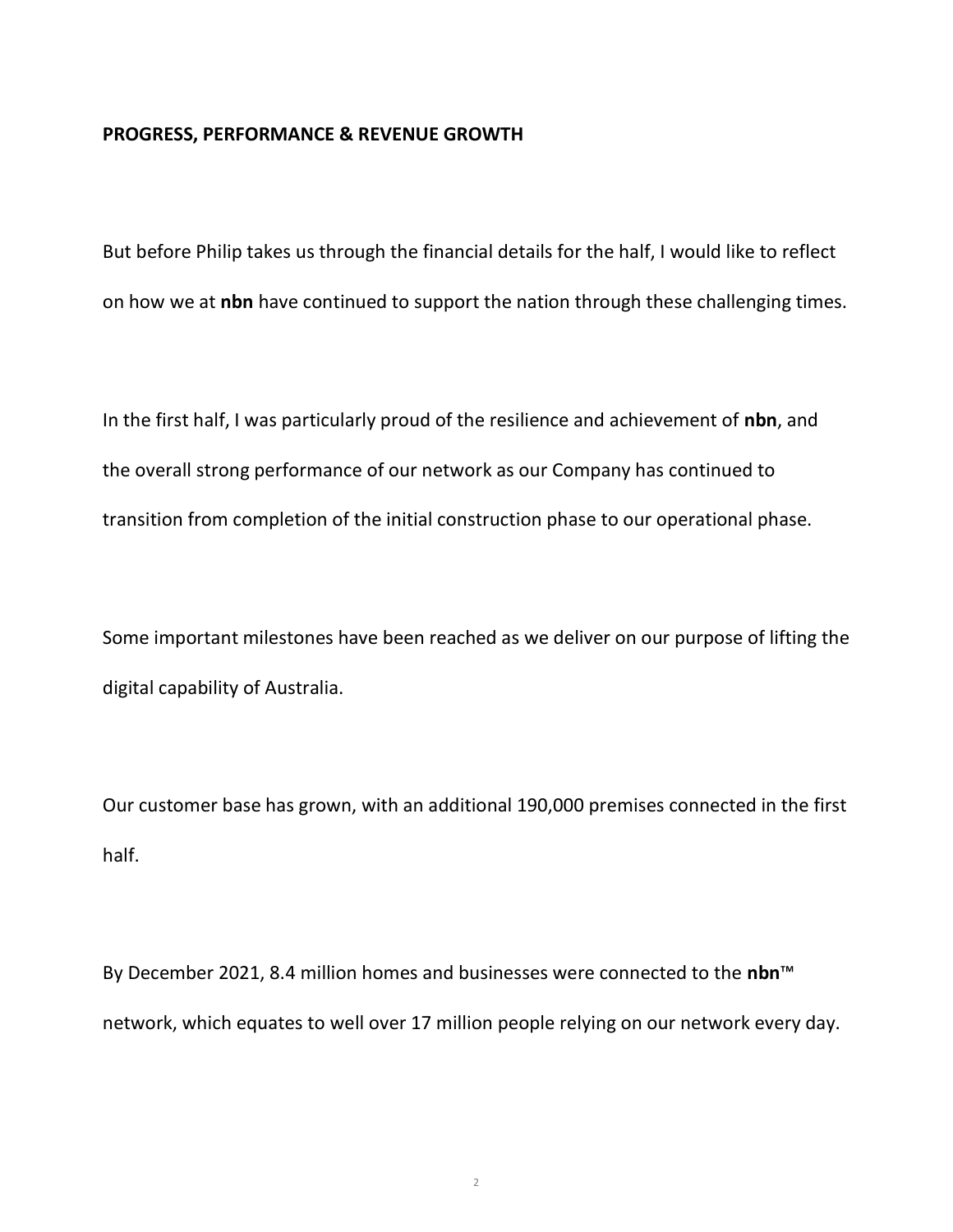**PROGRESS, PERFORMANCE & REVENUE GROWTH**

But before Philip takes us through the financial details for the half, I would like to reflect on how we at **nbn** have continued to support the nation through these challenging times.

In the first half, I was particularly proud of the resilience and achievement of **nbn**, and the overall strong performance of our network as our Company has continued to transition from completion of the initial construction phase to our operational phase.

Some important milestones have been reached as we deliver on our purpose of lifting the digital capability of Australia.

Our customer base has grown, with an additional 190,000 premises connected in the first half.

By December 2021, 8.4 million homes and businesses were connected to the **nbn**™ network, which equates to well over 17 million people relying on our network every day.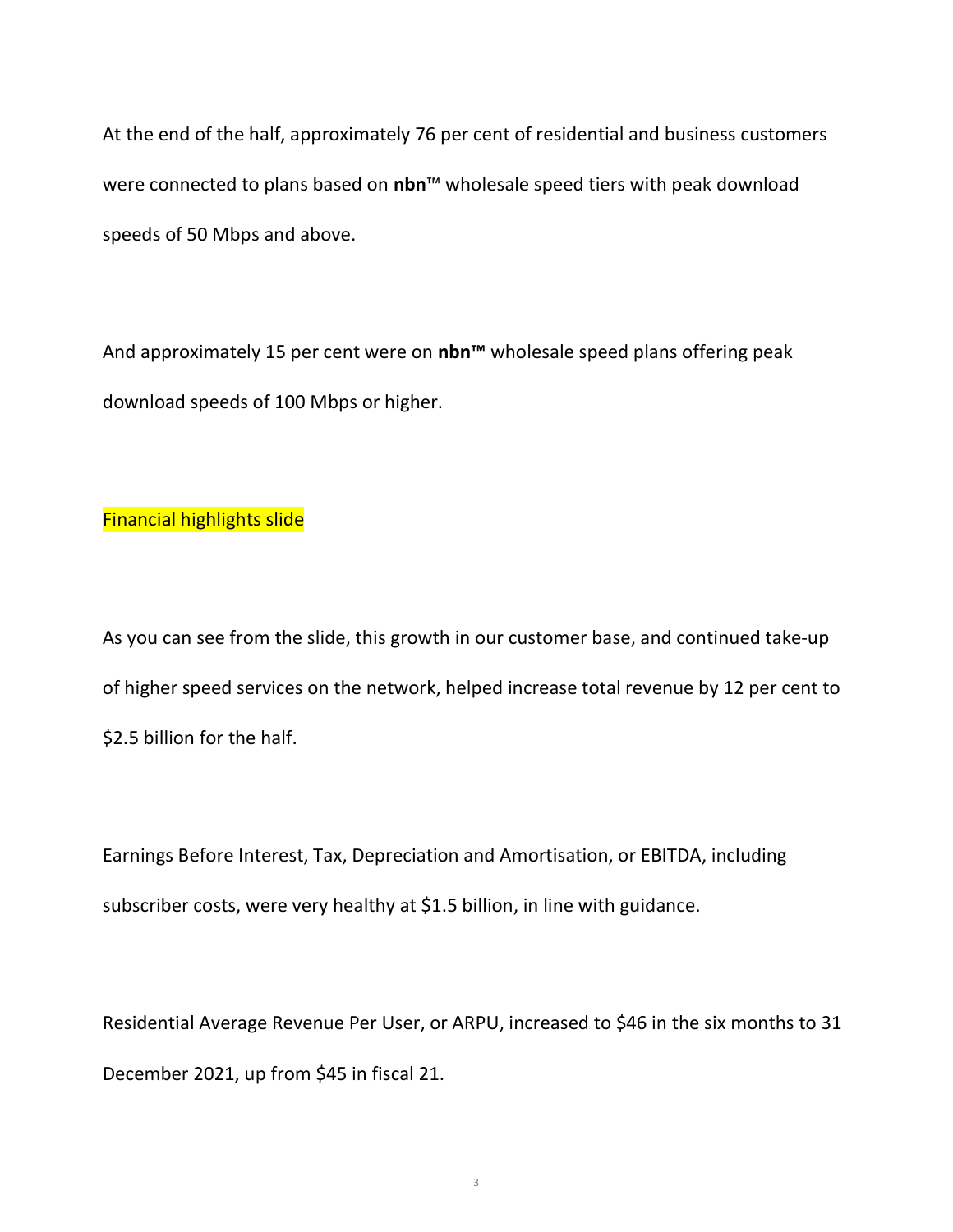At the end of the half, approximately 76 per cent of residential and business customers were connected to plans based on **nbn**™ wholesale speed tiers with peak download speeds of 50 Mbps and above.

And approximately 15 per cent were on **nbn™** wholesale speed plans offering peak download speeds of 100 Mbps or higher.

Financial highlights slide

As you can see from the slide, this growth in our customer base, and continued take-up of higher speed services on the network, helped increase total revenue by 12 per cent to $2.5 billion for the half.

Earnings Before Interest, Tax, Depreciation and Amortisation, or EBITDA, including subscriber costs, were very healthy at $1.5 billion, in line with guidance.

Residential Average Revenue Per User, or ARPU, increased to $46 in the six months to 31 December 2021, up from $45 in fiscal 21.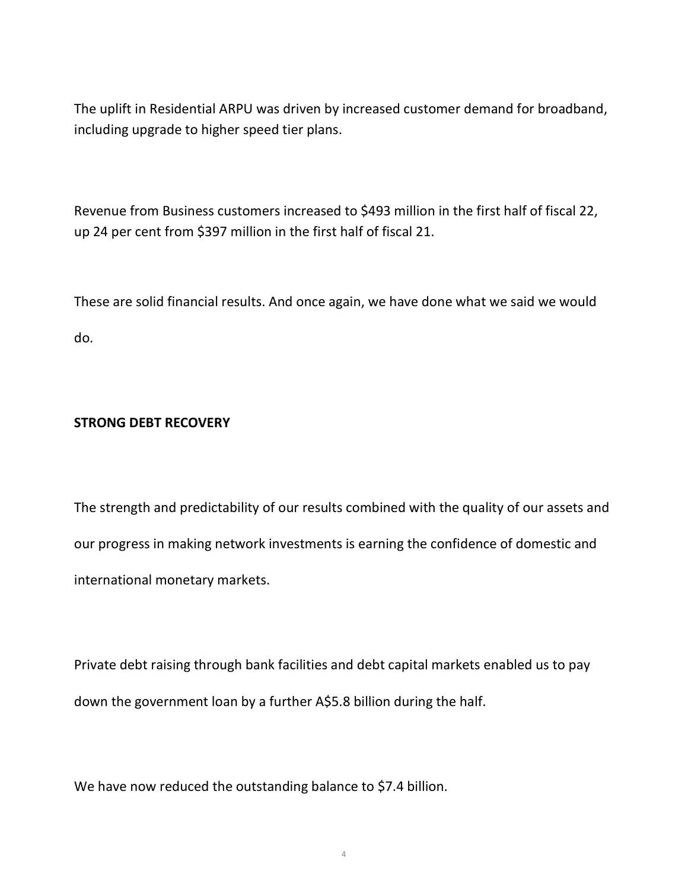The uplift in Residential ARPU was driven by increased customer demand for broadband, including upgrade to higher speed tier plans.

Revenue from Business customers increased to $493 million in the first half of fiscal 22, up 24 per cent from $397 million in the first half of fiscal 21.

These are solid financial results. And once again, we have done what we said we would do.

**STRONG DEBT RECOVERY**

The strength and predictability of our results combined with the quality of our assets and our progress in making network investments is earning the confidence of domestic and international monetary markets.

Private debt raising through bank facilities and debt capital markets enabled us to pay down the government loan by a further A$5.8 billion during the half.

We have now reduced the outstanding balance to $7.4 billion.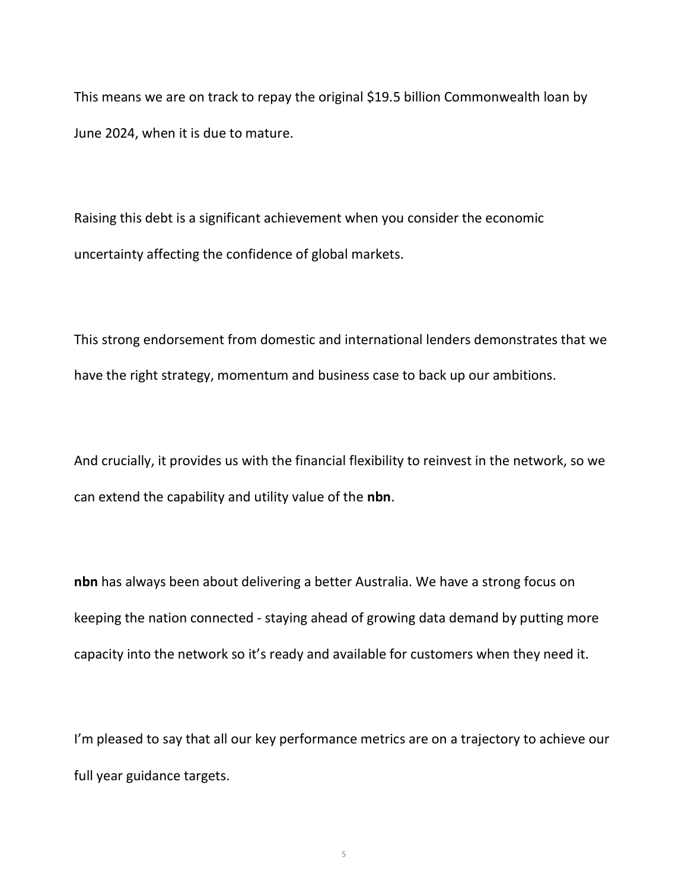This means we are on track to repay the original $19.5 billion Commonwealth loan by June 2024, when it is due to mature.

Raising this debt is a significant achievement when you consider the economic uncertainty affecting the confidence of global markets.

This strong endorsement from domestic and international lenders demonstrates that we have the right strategy, momentum and business case to back up our ambitions.

And crucially, it provides us with the financial flexibility to reinvest in the network, so we can extend the capability and utility value of the **nbn**.

**nbn** has always been about delivering a better Australia. We have a strong focus on keeping the nation connected - staying ahead of growing data demand by putting more capacity into the network so it's ready and available for customers when they need it.

I'm pleased to say that all our key performance metrics are on a trajectory to achieve our full year guidance targets.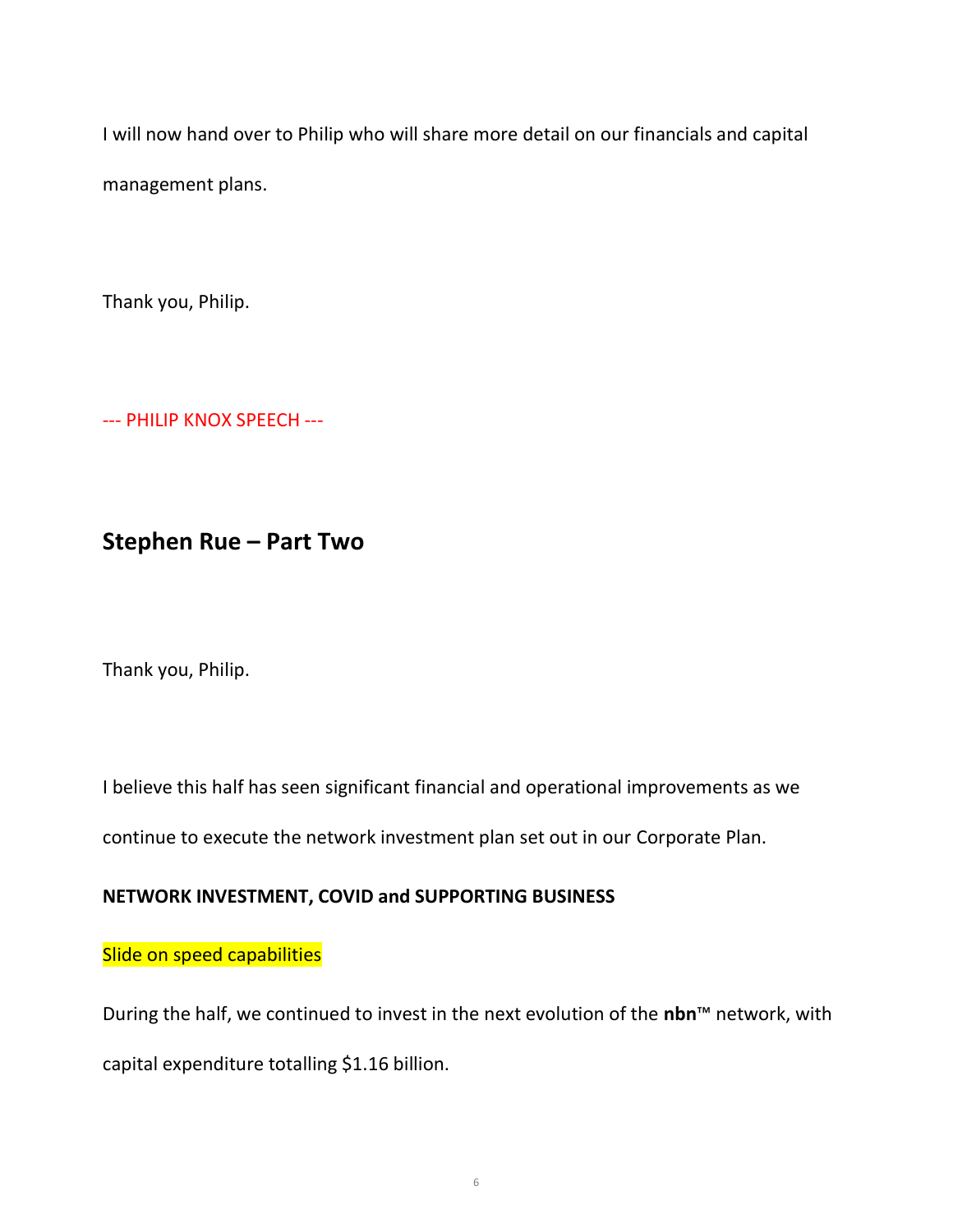I will now hand over to Philip who will share more detail on our financials and capital management plans.

Thank you, Philip.

--- PHILIP KNOX SPEECH ---

## Stephen Rue – Part Two

Thank you, Philip.

I believe this half has seen significant financial and operational improvements as we continue to execute the network investment plan set out in our Corporate Plan.

**NETWORK INVESTMENT, COVID and SUPPORTING BUSINESS**

Slide on speed capabilities

During the half, we continued to invest in the next evolution of the **nbn**™ network, with capital expenditure totalling $1.16 billion.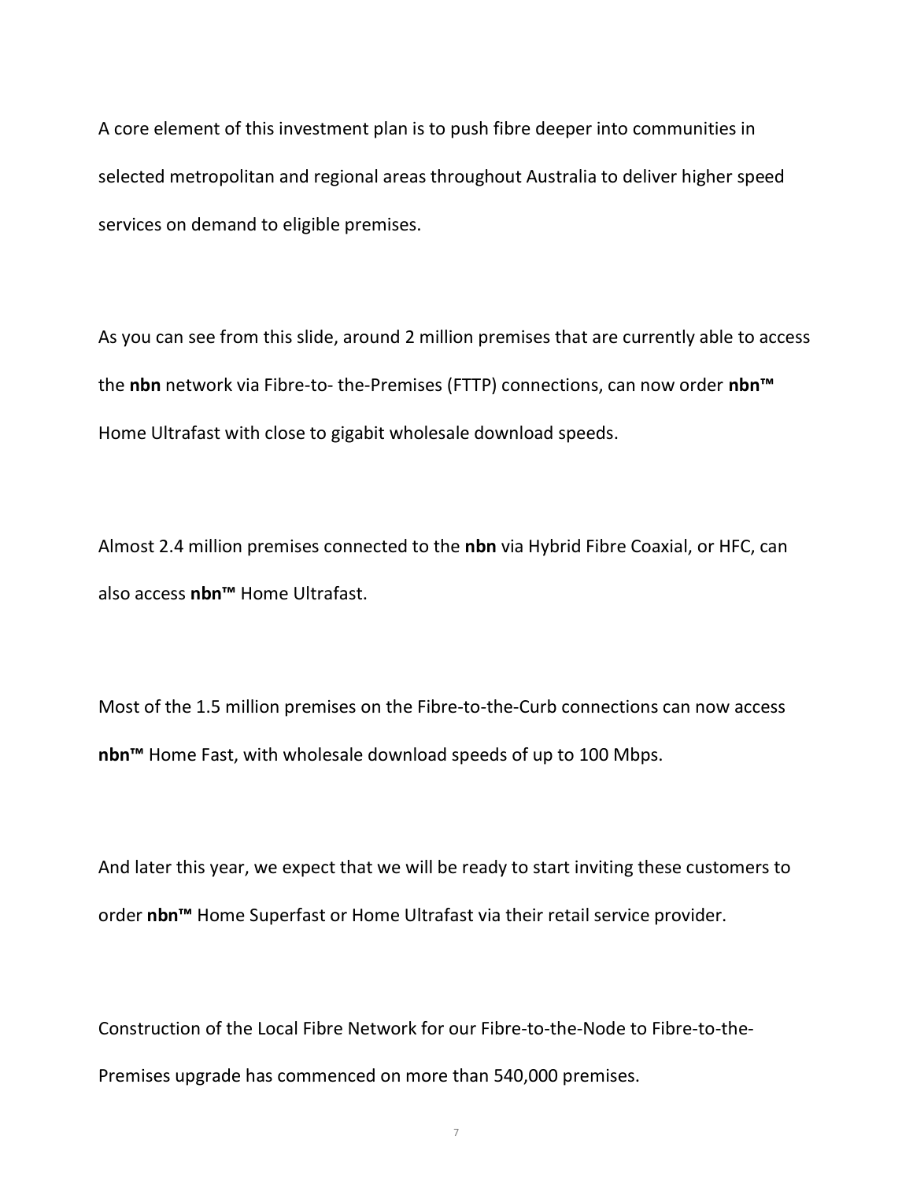A core element of this investment plan is to push fibre deeper into communities in selected metropolitan and regional areas throughout Australia to deliver higher speed services on demand to eligible premises.

As you can see from this slide, around 2 million premises that are currently able to access the **nbn** network via Fibre-to- the-Premises (FTTP) connections, can now order **nbn™** Home Ultrafast with close to gigabit wholesale download speeds.

Almost 2.4 million premises connected to the **nbn** via Hybrid Fibre Coaxial, or HFC, can also access **nbn™** Home Ultrafast.

Most of the 1.5 million premises on the Fibre-to-the-Curb connections can now access **nbn™** Home Fast, with wholesale download speeds of up to 100 Mbps.

And later this year, we expect that we will be ready to start inviting these customers to order **nbn™** Home Superfast or Home Ultrafast via their retail service provider.

Construction of the Local Fibre Network for our Fibre-to-the-Node to Fibre-to-the-Premises upgrade has commenced on more than 540,000 premises.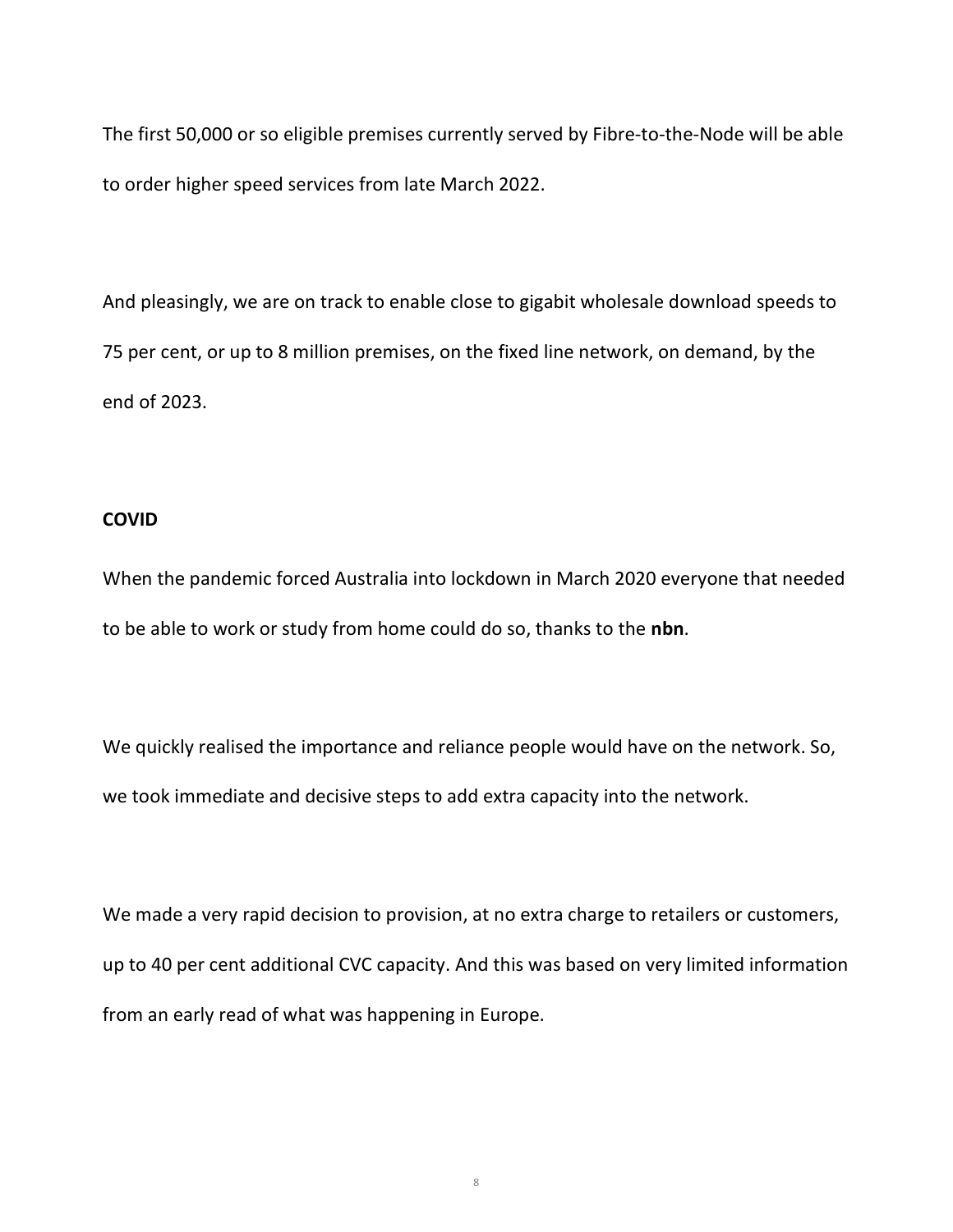The first 50,000 or so eligible premises currently served by Fibre-to-the-Node will be able to order higher speed services from late March 2022.

And pleasingly, we are on track to enable close to gigabit wholesale download speeds to 75 per cent, or up to 8 million premises, on the fixed line network, on demand, by the end of 2023.

**COVID**

When the pandemic forced Australia into lockdown in March 2020 everyone that needed to be able to work or study from home could do so, thanks to the **nbn**.

We quickly realised the importance and reliance people would have on the network. So, we took immediate and decisive steps to add extra capacity into the network.

We made a very rapid decision to provision, at no extra charge to retailers or customers, up to 40 per cent additional CVC capacity. And this was based on very limited information from an early read of what was happening in Europe.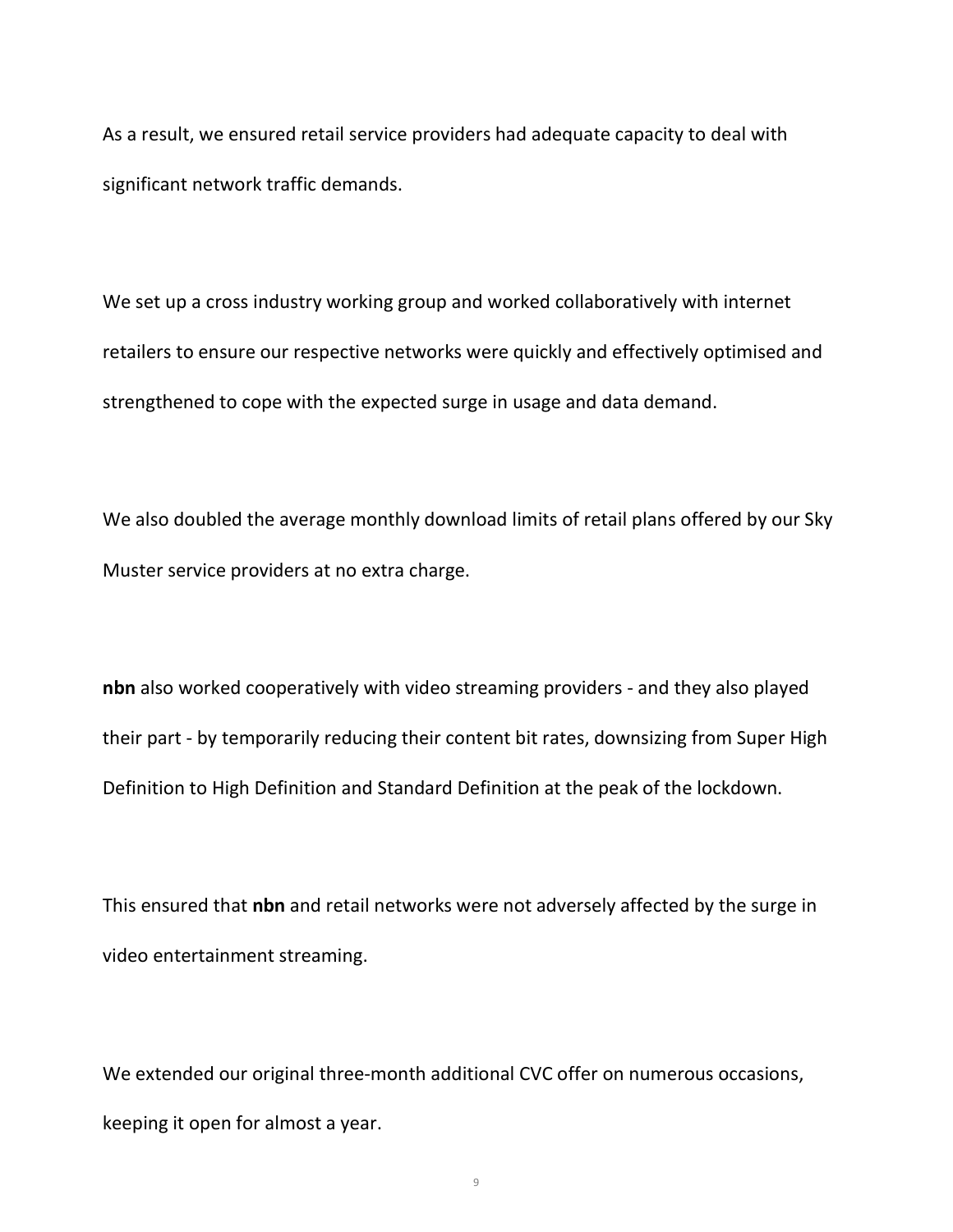As a result, we ensured retail service providers had adequate capacity to deal with significant network traffic demands.

We set up a cross industry working group and worked collaboratively with internet retailers to ensure our respective networks were quickly and effectively optimised and strengthened to cope with the expected surge in usage and data demand.

We also doubled the average monthly download limits of retail plans offered by our Sky Muster service providers at no extra charge.

**nbn** also worked cooperatively with video streaming providers - and they also played their part - by temporarily reducing their content bit rates, downsizing from Super High Definition to High Definition and Standard Definition at the peak of the lockdown.

This ensured that **nbn** and retail networks were not adversely affected by the surge in video entertainment streaming.

We extended our original three-month additional CVC offer on numerous occasions, keeping it open for almost a year.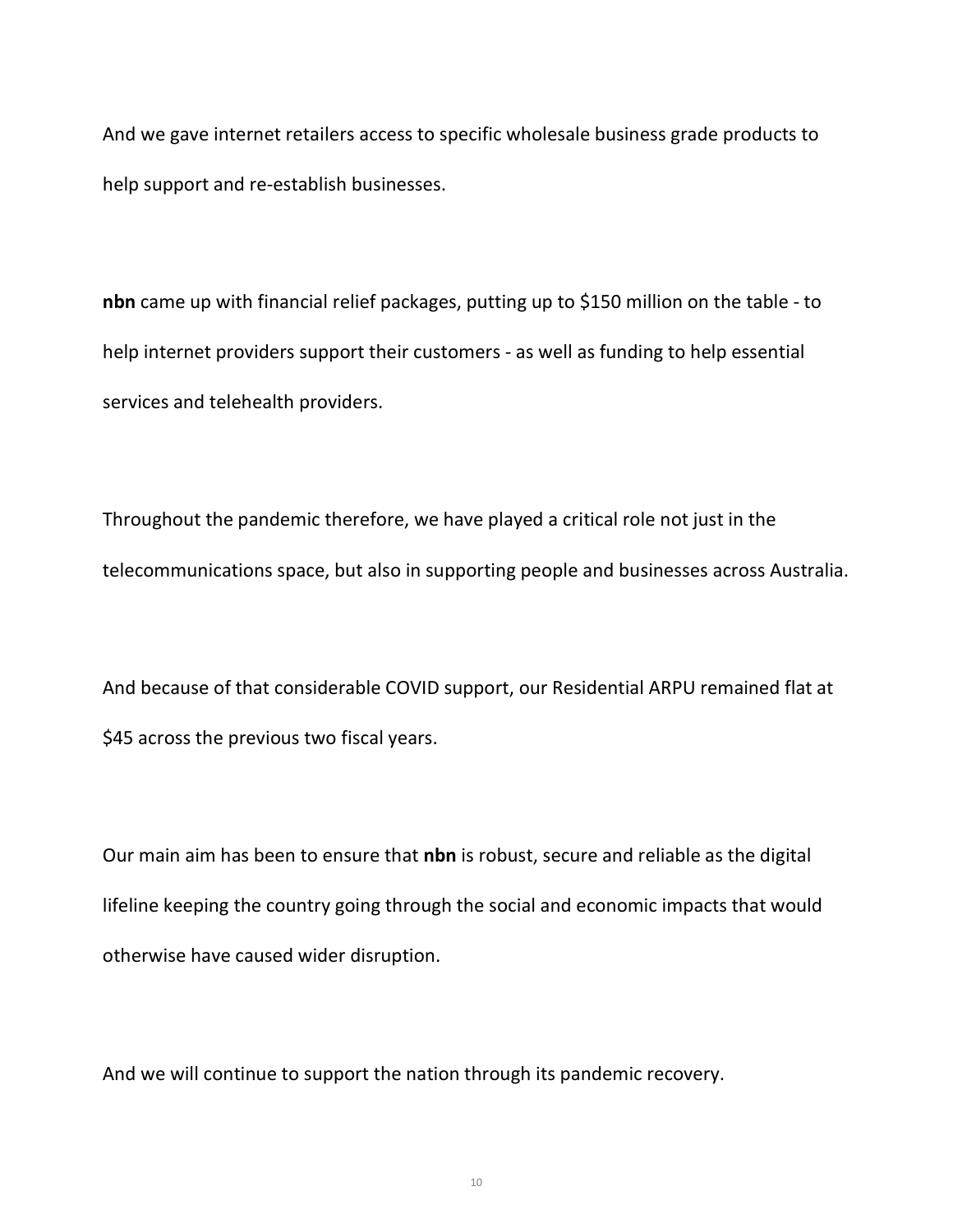And we gave internet retailers access to specific wholesale business grade products to help support and re-establish businesses.

**nbn** came up with financial relief packages, putting up to $150 million on the table - to help internet providers support their customers - as well as funding to help essential services and telehealth providers.

Throughout the pandemic therefore, we have played a critical role not just in the telecommunications space, but also in supporting people and businesses across Australia.

And because of that considerable COVID support, our Residential ARPU remained flat at $45 across the previous two fiscal years.

Our main aim has been to ensure that **nbn** is robust, secure and reliable as the digital lifeline keeping the country going through the social and economic impacts that would otherwise have caused wider disruption.

And we will continue to support the nation through its pandemic recovery.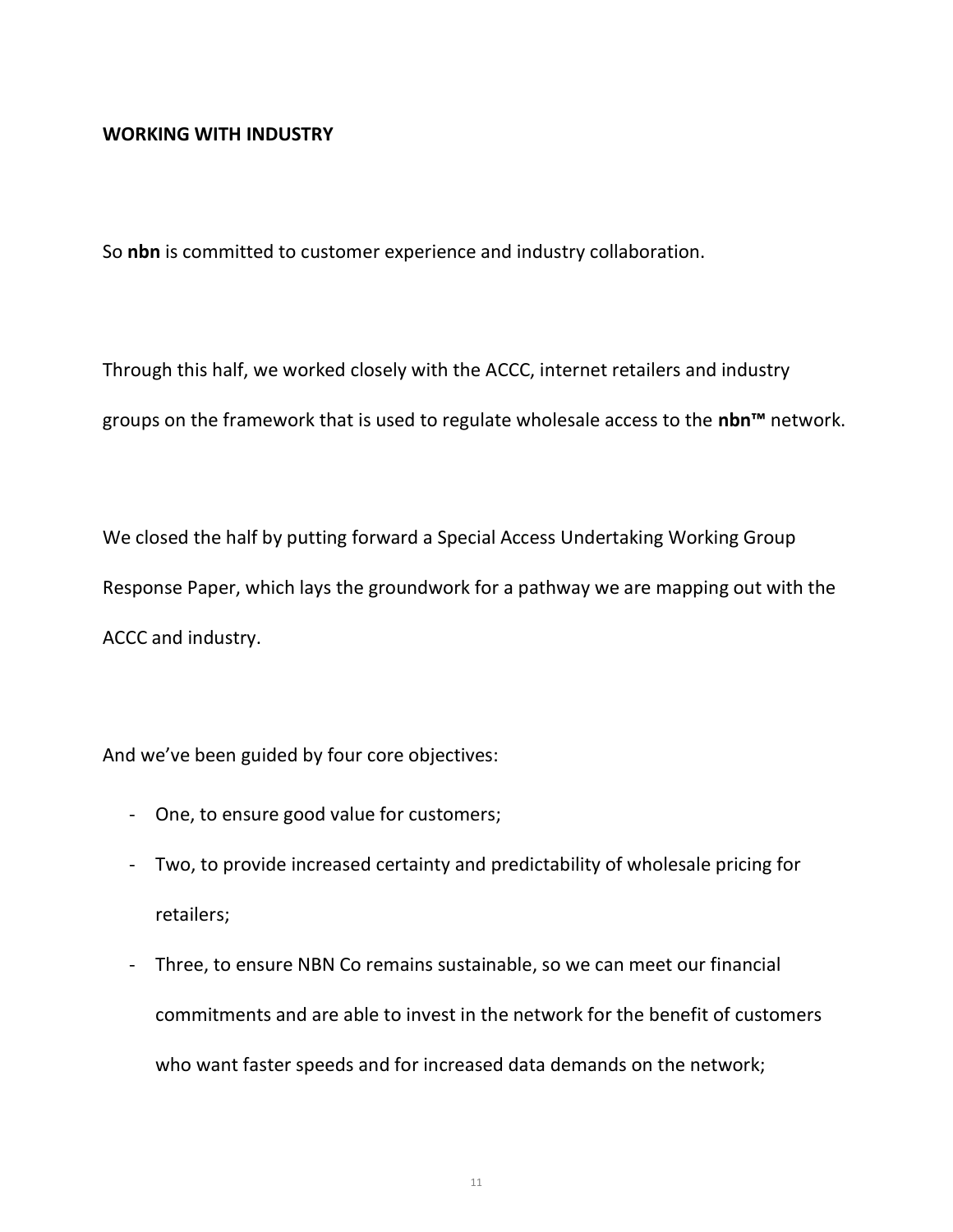**WORKING WITH INDUSTRY**

So **nbn** is committed to customer experience and industry collaboration.

Through this half, we worked closely with the ACCC, internet retailers and industry groups on the framework that is used to regulate wholesale access to the **nbn™** network.

We closed the half by putting forward a Special Access Undertaking Working Group Response Paper, which lays the groundwork for a pathway we are mapping out with the ACCC and industry.

And we've been guided by four core objectives:

- One, to ensure good value for customers;
- Two, to provide increased certainty and predictability of wholesale pricing for retailers;
- Three, to ensure NBN Co remains sustainable, so we can meet our financial commitments and are able to invest in the network for the benefit of customers who want faster speeds and for increased data demands on the network;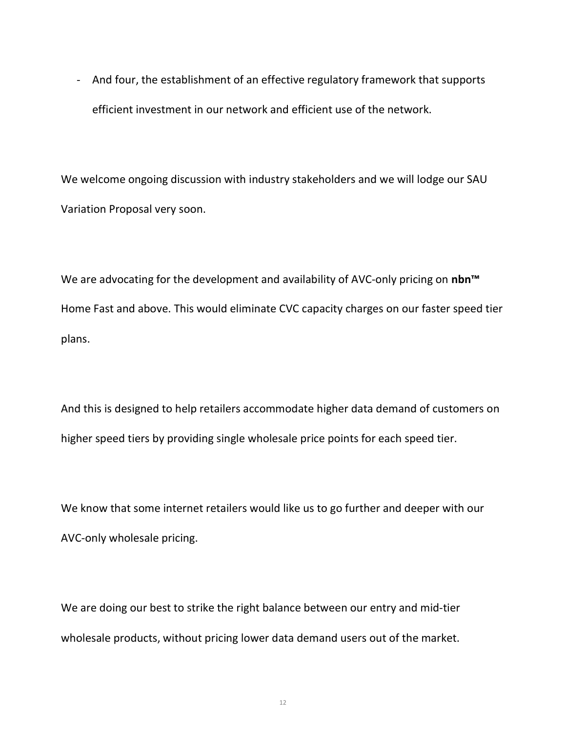- And four, the establishment of an effective regulatory framework that supports efficient investment in our network and efficient use of the network.

We welcome ongoing discussion with industry stakeholders and we will lodge our SAU Variation Proposal very soon.

We are advocating for the development and availability of AVC-only pricing on **nbn™** Home Fast and above. This would eliminate CVC capacity charges on our faster speed tier plans.

And this is designed to help retailers accommodate higher data demand of customers on higher speed tiers by providing single wholesale price points for each speed tier.

We know that some internet retailers would like us to go further and deeper with our AVC-only wholesale pricing.

We are doing our best to strike the right balance between our entry and mid-tier wholesale products, without pricing lower data demand users out of the market.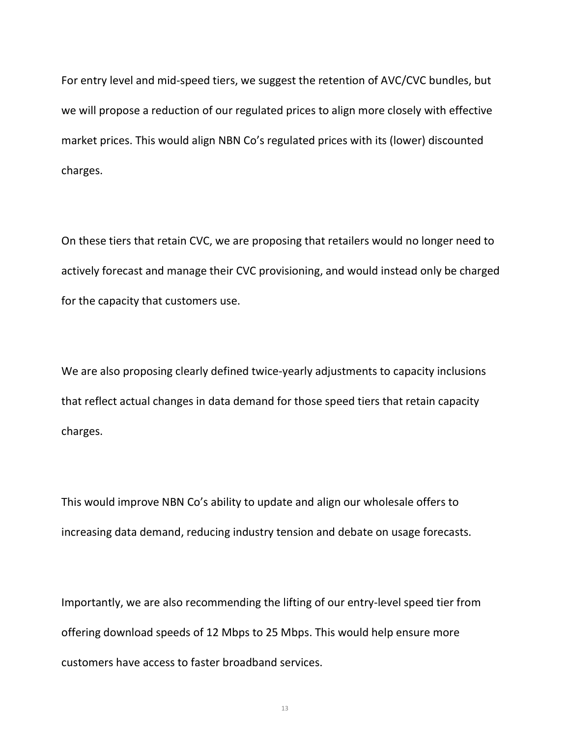For entry level and mid-speed tiers, we suggest the retention of AVC/CVC bundles, but we will propose a reduction of our regulated prices to align more closely with effective market prices. This would align NBN Co's regulated prices with its (lower) discounted charges.

On these tiers that retain CVC, we are proposing that retailers would no longer need to actively forecast and manage their CVC provisioning, and would instead only be charged for the capacity that customers use.

We are also proposing clearly defined twice-yearly adjustments to capacity inclusions that reflect actual changes in data demand for those speed tiers that retain capacity charges.

This would improve NBN Co's ability to update and align our wholesale offers to increasing data demand, reducing industry tension and debate on usage forecasts.

Importantly, we are also recommending the lifting of our entry-level speed tier from offering download speeds of 12 Mbps to 25 Mbps. This would help ensure more customers have access to faster broadband services.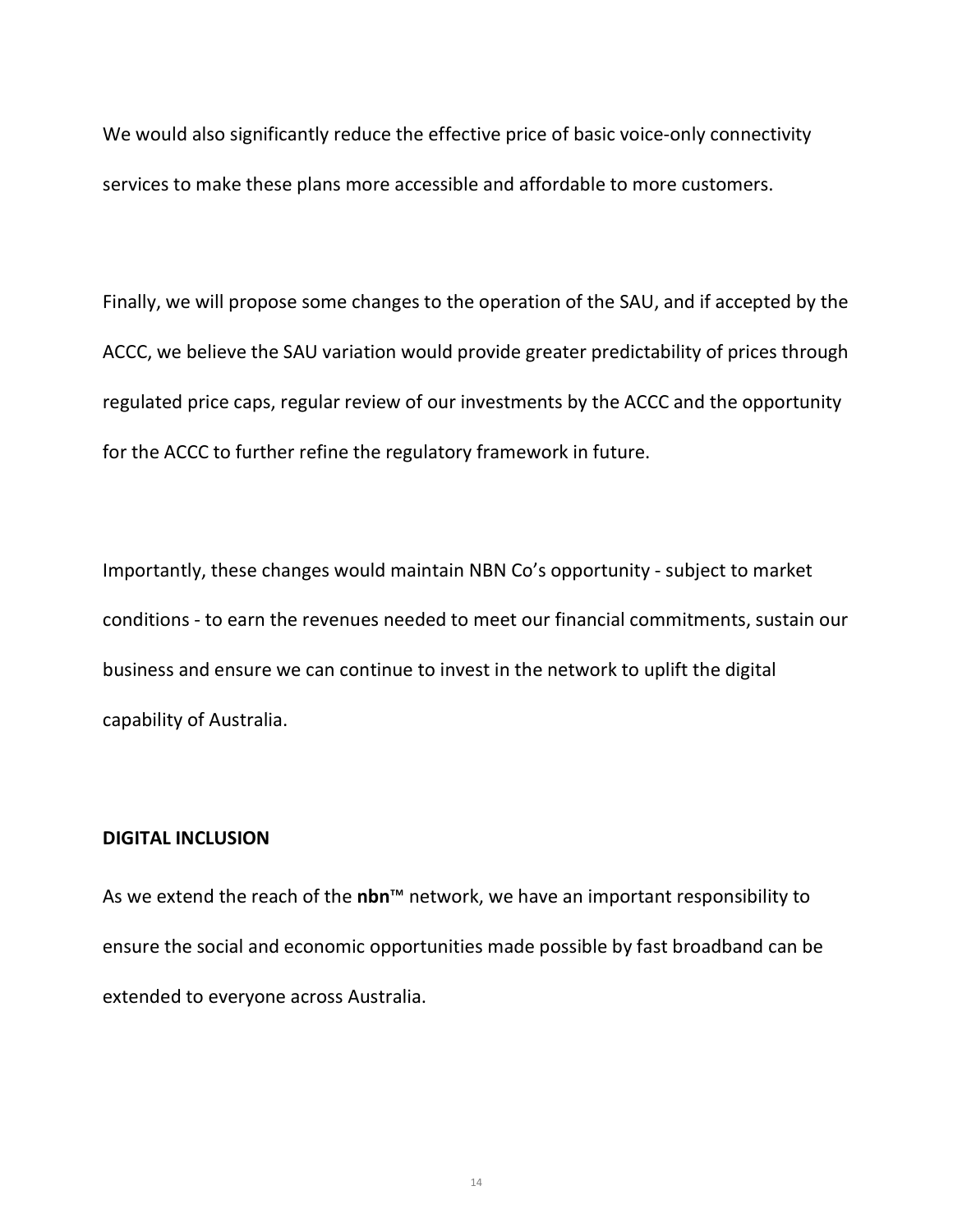We would also significantly reduce the effective price of basic voice-only connectivity services to make these plans more accessible and affordable to more customers.

Finally, we will propose some changes to the operation of the SAU, and if accepted by the ACCC, we believe the SAU variation would provide greater predictability of prices through regulated price caps, regular review of our investments by the ACCC and the opportunity for the ACCC to further refine the regulatory framework in future.

Importantly, these changes would maintain NBN Co's opportunity - subject to market conditions - to earn the revenues needed to meet our financial commitments, sustain our business and ensure we can continue to invest in the network to uplift the digital capability of Australia.

**DIGITAL INCLUSION**

As we extend the reach of the **nbn**™ network, we have an important responsibility to ensure the social and economic opportunities made possible by fast broadband can be extended to everyone across Australia.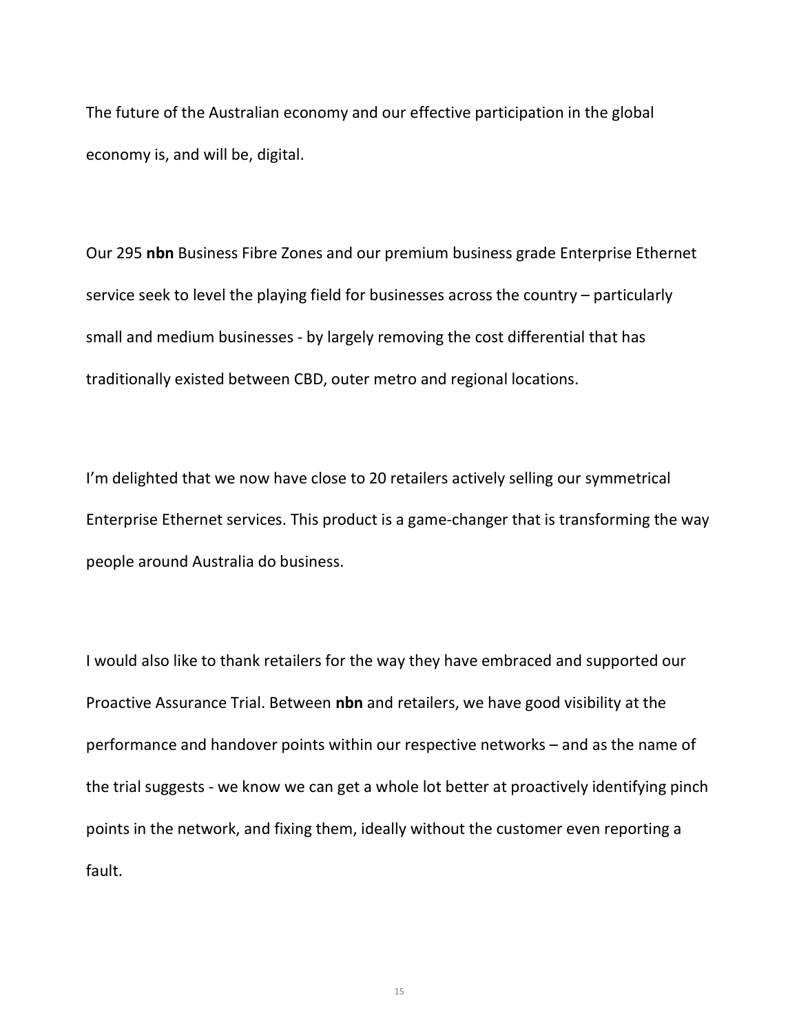The future of the Australian economy and our effective participation in the global economy is, and will be, digital.

Our 295 **nbn** Business Fibre Zones and our premium business grade Enterprise Ethernet service seek to level the playing field for businesses across the country – particularly small and medium businesses - by largely removing the cost differential that has traditionally existed between CBD, outer metro and regional locations.

I'm delighted that we now have close to 20 retailers actively selling our symmetrical Enterprise Ethernet services. This product is a game-changer that is transforming the way people around Australia do business.

I would also like to thank retailers for the way they have embraced and supported our Proactive Assurance Trial. Between **nbn** and retailers, we have good visibility at the performance and handover points within our respective networks – and as the name of the trial suggests - we know we can get a whole lot better at proactively identifying pinch points in the network, and fixing them, ideally without the customer even reporting a fault.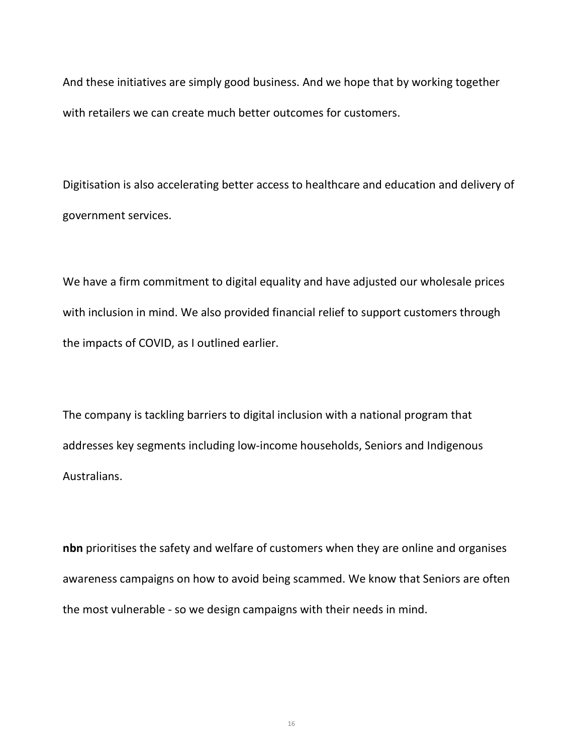And these initiatives are simply good business. And we hope that by working together with retailers we can create much better outcomes for customers.

Digitisation is also accelerating better access to healthcare and education and delivery of government services.

We have a firm commitment to digital equality and have adjusted our wholesale prices with inclusion in mind. We also provided financial relief to support customers through the impacts of COVID, as I outlined earlier.

The company is tackling barriers to digital inclusion with a national program that addresses key segments including low-income households, Seniors and Indigenous Australians.

**nbn** prioritises the safety and welfare of customers when they are online and organises awareness campaigns on how to avoid being scammed. We know that Seniors are often the most vulnerable - so we design campaigns with their needs in mind.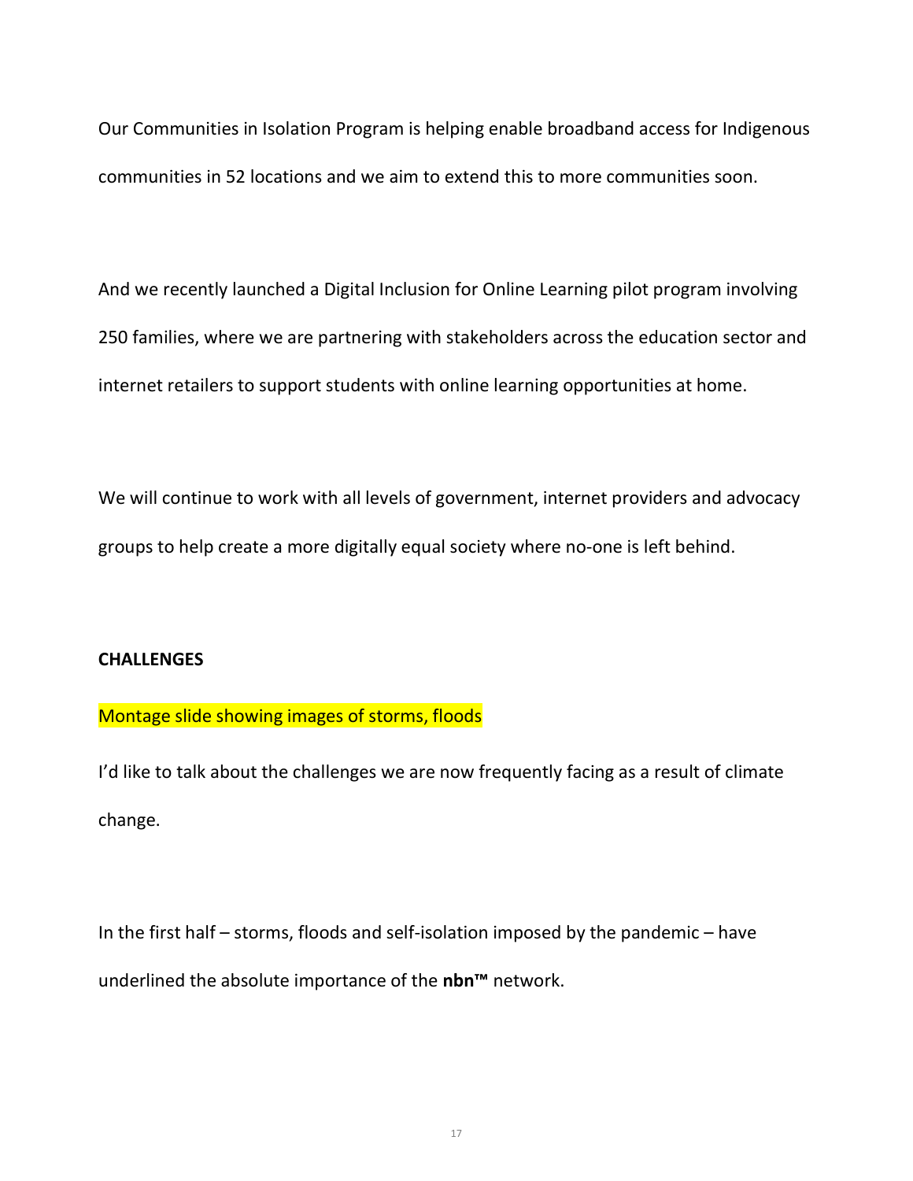Our Communities in Isolation Program is helping enable broadband access for Indigenous communities in 52 locations and we aim to extend this to more communities soon.

And we recently launched a Digital Inclusion for Online Learning pilot program involving 250 families, where we are partnering with stakeholders across the education sector and internet retailers to support students with online learning opportunities at home.

We will continue to work with all levels of government, internet providers and advocacy groups to help create a more digitally equal society where no-one is left behind.

**CHALLENGES**

Montage slide showing images of storms, floods

I'd like to talk about the challenges we are now frequently facing as a result of climate change.

In the first half – storms, floods and self-isolation imposed by the pandemic – have underlined the absolute importance of the **nbn™** network.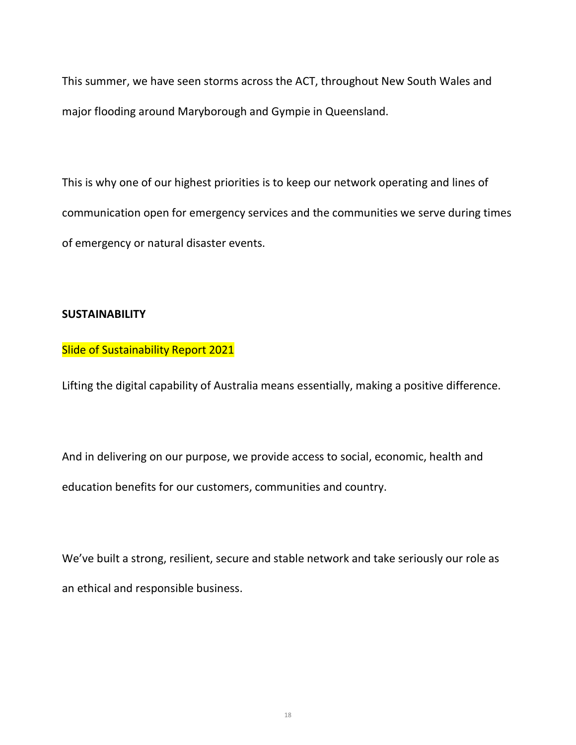This summer, we have seen storms across the ACT, throughout New South Wales and major flooding around Maryborough and Gympie in Queensland.

This is why one of our highest priorities is to keep our network operating and lines of communication open for emergency services and the communities we serve during times of emergency or natural disaster events.

**SUSTAINABILITY**

Slide of Sustainability Report 2021

Lifting the digital capability of Australia means essentially, making a positive difference.

And in delivering on our purpose, we provide access to social, economic, health and education benefits for our customers, communities and country.

We've built a strong, resilient, secure and stable network and take seriously our role as an ethical and responsible business.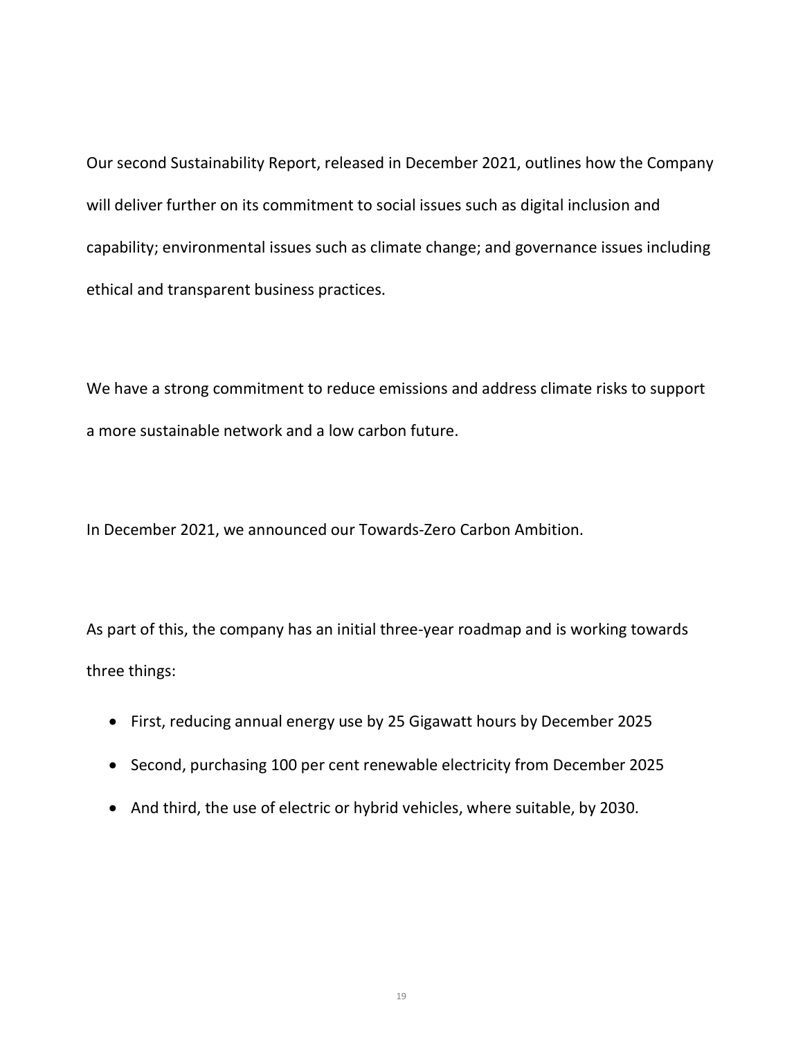Our second Sustainability Report, released in December 2021, outlines how the Company will deliver further on its commitment to social issues such as digital inclusion and capability; environmental issues such as climate change; and governance issues including ethical and transparent business practices.

We have a strong commitment to reduce emissions and address climate risks to support a more sustainable network and a low carbon future.

In December 2021, we announced our Towards-Zero Carbon Ambition.

As part of this, the company has an initial three-year roadmap and is working towards three things:

- First, reducing annual energy use by 25 Gigawatt hours by December 2025
- Second, purchasing 100 per cent renewable electricity from December 2025
- And third, the use of electric or hybrid vehicles, where suitable, by 2030.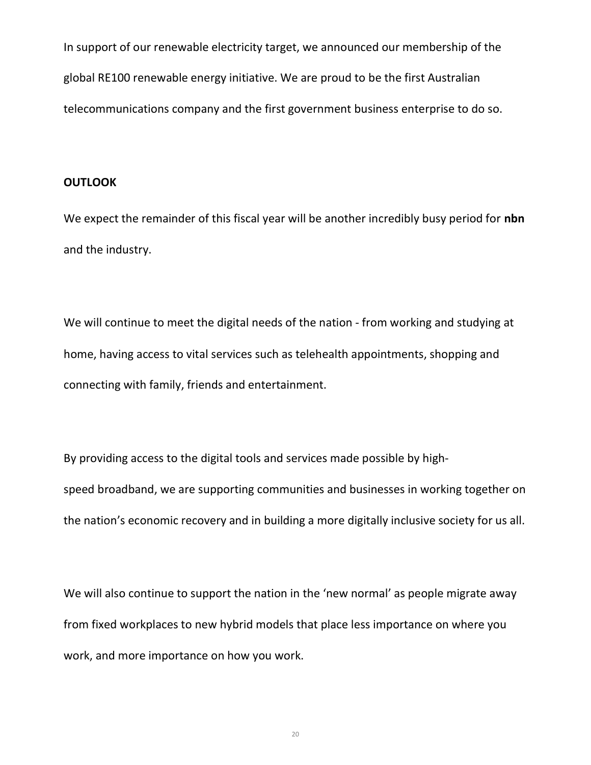In support of our renewable electricity target, we announced our membership of the global RE100 renewable energy initiative. We are proud to be the first Australian telecommunications company and the first government business enterprise to do so.

**OUTLOOK**

We expect the remainder of this fiscal year will be another incredibly busy period for **nbn** and the industry.

We will continue to meet the digital needs of the nation - from working and studying at home, having access to vital services such as telehealth appointments, shopping and connecting with family, friends and entertainment.

By providing access to the digital tools and services made possible by high-speed broadband, we are supporting communities and businesses in working together on the nation's economic recovery and in building a more digitally inclusive society for us all.

We will also continue to support the nation in the 'new normal' as people migrate away from fixed workplaces to new hybrid models that place less importance on where you work, and more importance on how you work.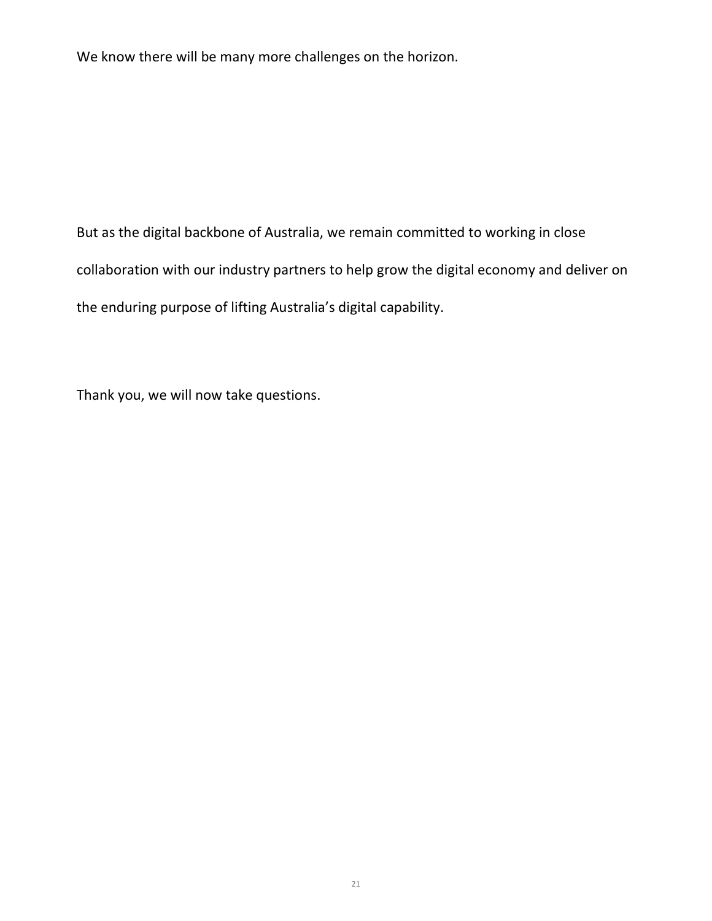We know there will be many more challenges on the horizon.

But as the digital backbone of Australia, we remain committed to working in close collaboration with our industry partners to help grow the digital economy and deliver on the enduring purpose of lifting Australia's digital capability.

Thank you, we will now take questions.